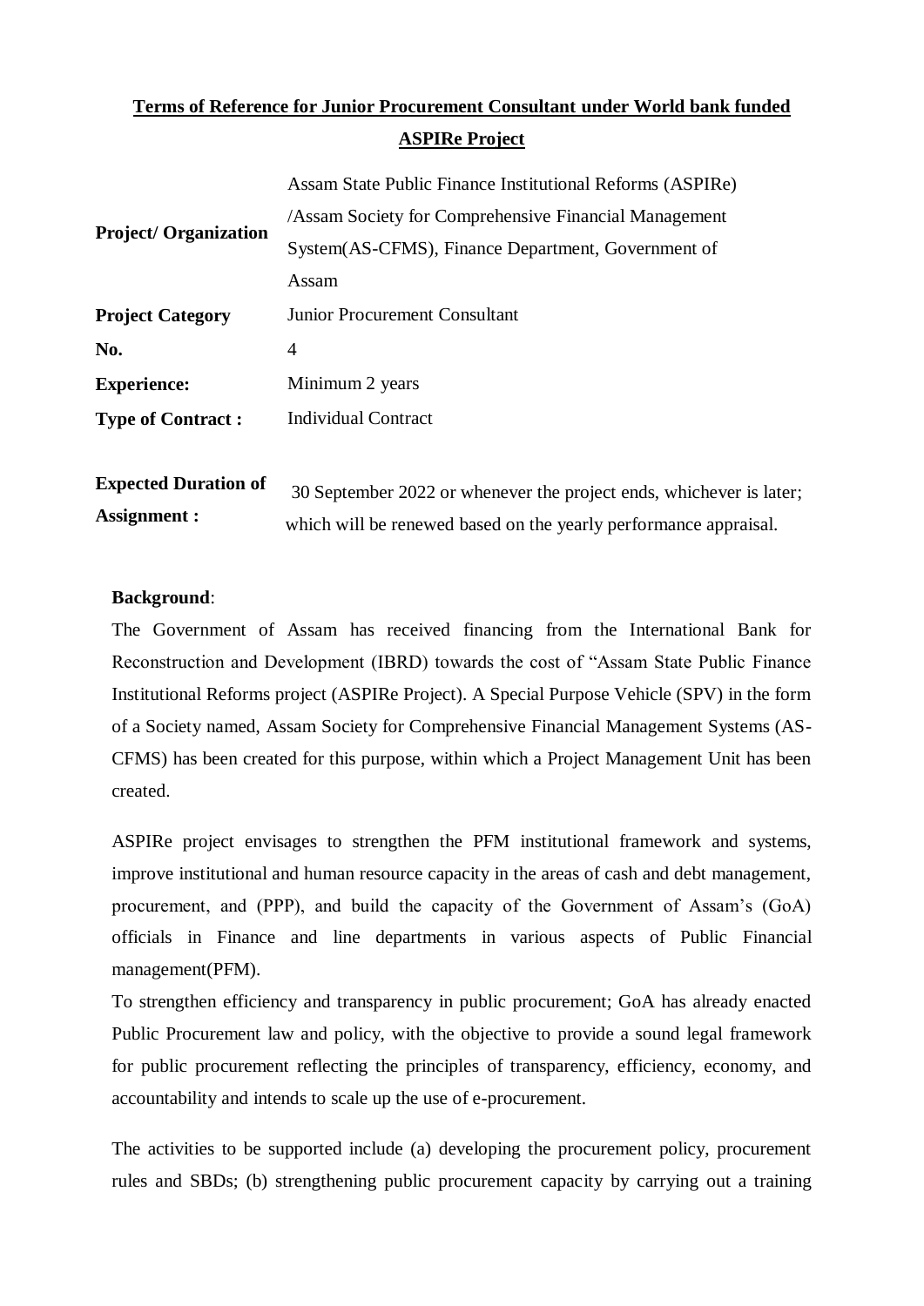**Terms of Reference for Junior Procurement Consultant under World bank funded ASPIRe Project**

| | |
|---|---|
| **Project/ Organization** | Assam State Public Finance Institutional Reforms (ASPIRe) /Assam Society for Comprehensive Financial Management System(AS-CFMS), Finance Department, Government of Assam |
| **Project Category** | Junior Procurement Consultant |
| **No.** | 4 |
| **Experience:** | Minimum 2 years |
| **Type of Contract :** | Individual Contract |
| **Expected Duration of Assignment :** | 30 September 2022 or whenever the project ends, whichever is later; which will be renewed based on the yearly performance appraisal. |

**Background**:

The Government of Assam has received financing from the International Bank for Reconstruction and Development (IBRD) towards the cost of "Assam State Public Finance Institutional Reforms project (ASPIRe Project). A Special Purpose Vehicle (SPV) in the form of a Society named, Assam Society for Comprehensive Financial Management Systems (AS-CFMS) has been created for this purpose, within which a Project Management Unit has been created.

ASPIRe project envisages to strengthen the PFM institutional framework and systems, improve institutional and human resource capacity in the areas of cash and debt management, procurement, and (PPP), and build the capacity of the Government of Assam's (GoA) officials in Finance and line departments in various aspects of Public Financial management(PFM).

To strengthen efficiency and transparency in public procurement; GoA has already enacted Public Procurement law and policy, with the objective to provide a sound legal framework for public procurement reflecting the principles of transparency, efficiency, economy, and accountability and intends to scale up the use of e-procurement.

The activities to be supported include (a) developing the procurement policy, procurement rules and SBDs; (b) strengthening public procurement capacity by carrying out a training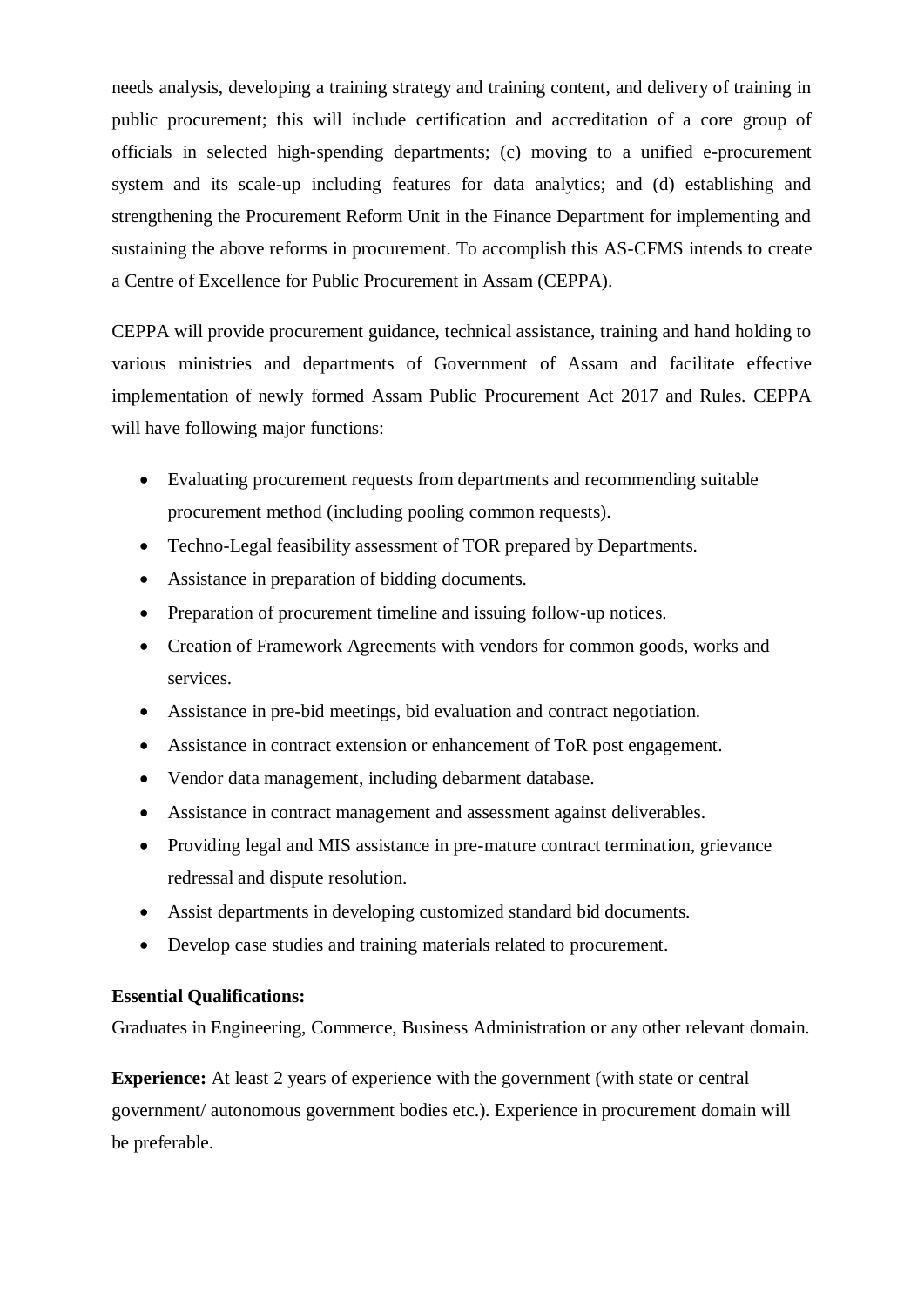needs analysis, developing a training strategy and training content, and delivery of training in public procurement; this will include certification and accreditation of a core group of officials in selected high-spending departments; (c) moving to a unified e-procurement system and its scale-up including features for data analytics; and (d) establishing and strengthening the Procurement Reform Unit in the Finance Department for implementing and sustaining the above reforms in procurement. To accomplish this AS-CFMS intends to create a Centre of Excellence for Public Procurement in Assam (CEPPA).

CEPPA will provide procurement guidance, technical assistance, training and hand holding to various ministries and departments of Government of Assam and facilitate effective implementation of newly formed Assam Public Procurement Act 2017 and Rules. CEPPA will have following major functions:

- Evaluating procurement requests from departments and recommending suitable procurement method (including pooling common requests).
- Techno-Legal feasibility assessment of TOR prepared by Departments.
- Assistance in preparation of bidding documents.
- Preparation of procurement timeline and issuing follow-up notices.
- Creation of Framework Agreements with vendors for common goods, works and services.
- Assistance in pre-bid meetings, bid evaluation and contract negotiation.
- Assistance in contract extension or enhancement of ToR post engagement.
- Vendor data management, including debarment database.
- Assistance in contract management and assessment against deliverables.
- Providing legal and MIS assistance in pre-mature contract termination, grievance redressal and dispute resolution.
- Assist departments in developing customized standard bid documents.
- Develop case studies and training materials related to procurement.

**Essential Qualifications:**
Graduates in Engineering, Commerce, Business Administration or any other relevant domain.

**Experience:** At least 2 years of experience with the government (with state or central government/ autonomous government bodies etc.). Experience in procurement domain will be preferable.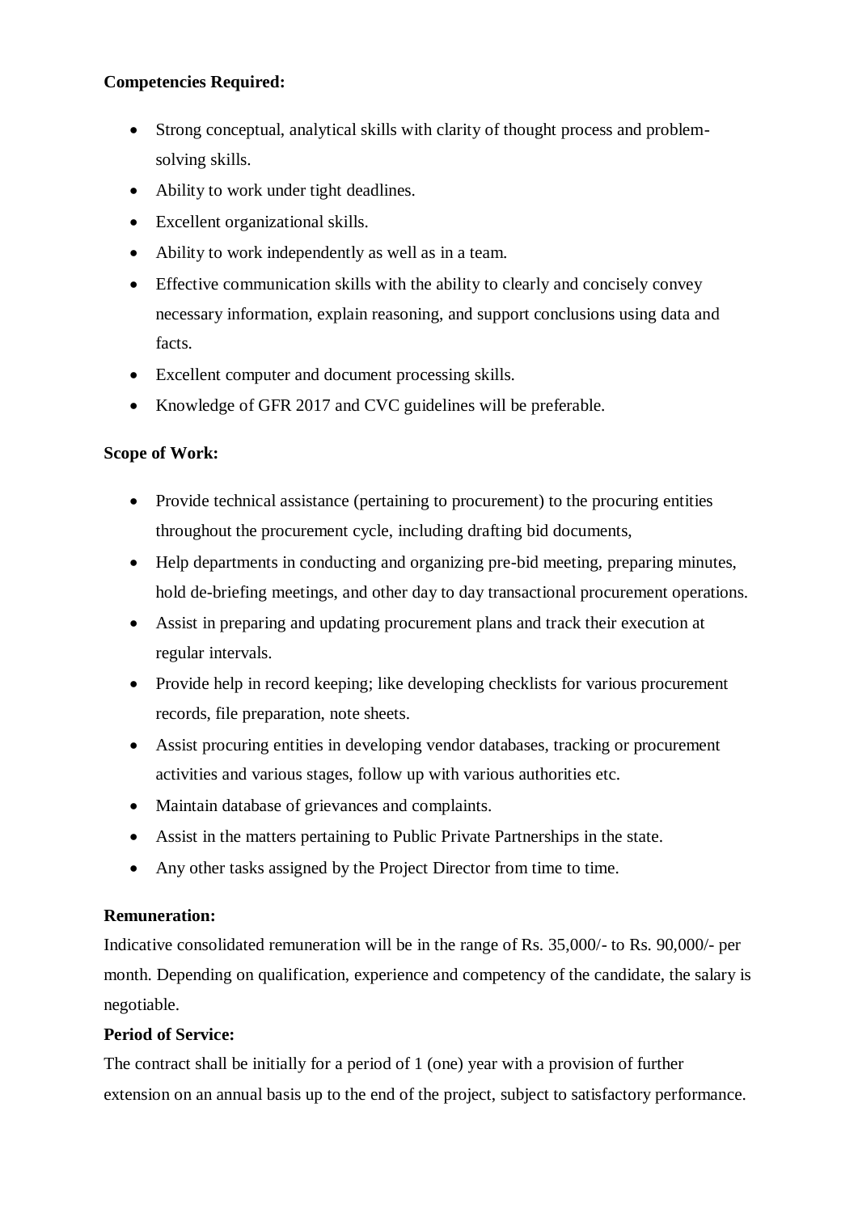**Competencies Required:**

- Strong conceptual, analytical skills with clarity of thought process and problem-solving skills.
- Ability to work under tight deadlines.
- Excellent organizational skills.
- Ability to work independently as well as in a team.
- Effective communication skills with the ability to clearly and concisely convey necessary information, explain reasoning, and support conclusions using data and facts.
- Excellent computer and document processing skills.
- Knowledge of GFR 2017 and CVC guidelines will be preferable.

**Scope of Work:**

- Provide technical assistance (pertaining to procurement) to the procuring entities throughout the procurement cycle, including drafting bid documents,
- Help departments in conducting and organizing pre-bid meeting, preparing minutes, hold de-briefing meetings, and other day to day transactional procurement operations.
- Assist in preparing and updating procurement plans and track their execution at regular intervals.
- Provide help in record keeping; like developing checklists for various procurement records, file preparation, note sheets.
- Assist procuring entities in developing vendor databases, tracking or procurement activities and various stages, follow up with various authorities etc.
- Maintain database of grievances and complaints.
- Assist in the matters pertaining to Public Private Partnerships in the state.
- Any other tasks assigned by the Project Director from time to time.

**Remuneration:**

Indicative consolidated remuneration will be in the range of Rs. 35,000/- to Rs. 90,000/- per month. Depending on qualification, experience and competency of the candidate, the salary is negotiable.

**Period of Service:**

The contract shall be initially for a period of 1 (one) year with a provision of further extension on an annual basis up to the end of the project, subject to satisfactory performance.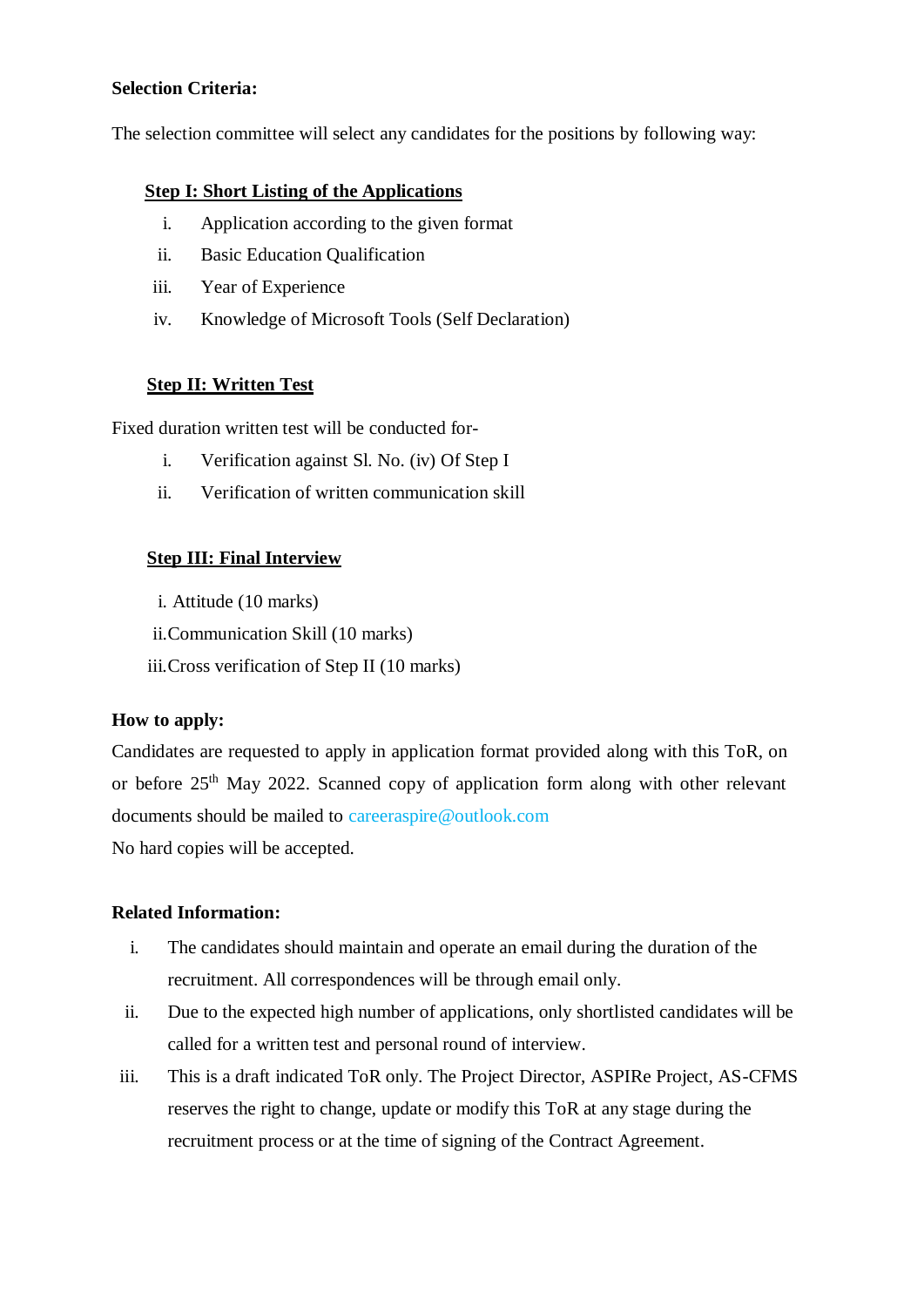**Selection Criteria:**

The selection committee will select any candidates for the positions by following way:

**Step I: Short Listing of the Applications**

i. Application according to the given format
ii. Basic Education Qualification
iii. Year of Experience
iv. Knowledge of Microsoft Tools (Self Declaration)

**Step II: Written Test**

Fixed duration written test will be conducted for-

i. Verification against Sl. No. (iv) Of Step I
ii. Verification of written communication skill

**Step III: Final Interview**

i. Attitude (10 marks)
ii. Communication Skill (10 marks)
iii. Cross verification of Step II (10 marks)

**How to apply:**

Candidates are requested to apply in application format provided along with this ToR, on or before 25th May 2022. Scanned copy of application form along with other relevant documents should be mailed to careeraspire@outlook.com

No hard copies will be accepted.

**Related Information:**

i. The candidates should maintain and operate an email during the duration of the recruitment. All correspondences will be through email only.
ii. Due to the expected high number of applications, only shortlisted candidates will be called for a written test and personal round of interview.
iii. This is a draft indicated ToR only. The Project Director, ASPIRe Project, AS-CFMS reserves the right to change, update or modify this ToR at any stage during the recruitment process or at the time of signing of the Contract Agreement.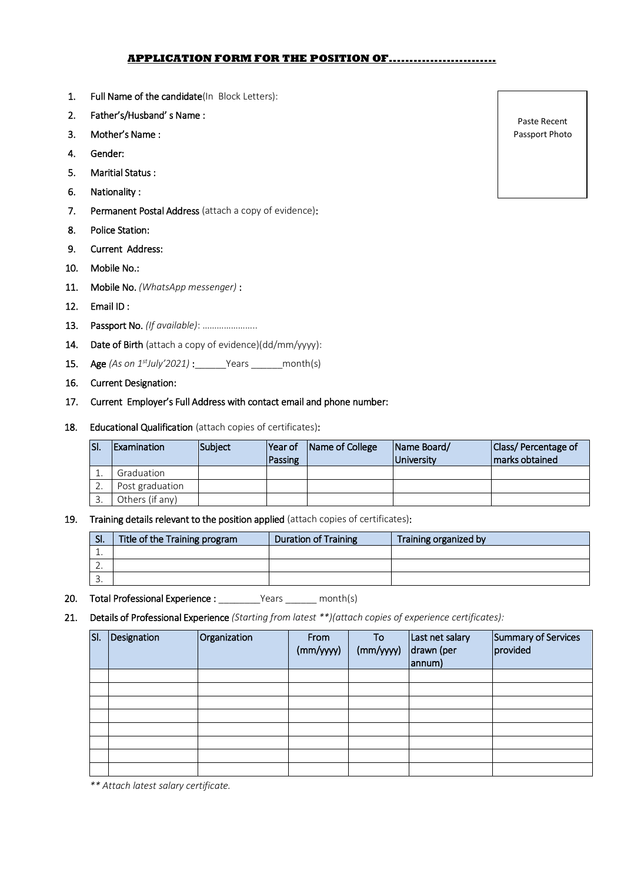## APPLICATION FORM FOR THE POSITION OF……………………..

Paste Recent Passport Photo

1. Full Name of the candidate(In Block Letters):
2. Father's/Husband' s Name :
3. Mother's Name :
4. Gender:
5. Maritial Status :
6. Nationality :
7. Permanent Postal Address (attach a copy of evidence):
8. Police Station:
9. Current Address:
10. Mobile No.:
11. Mobile No. *(WhatsApp messenger)* :
12. Email ID :
13. Passport No. *(If available)*: …………………..
14. Date of Birth (attach a copy of evidence)(dd/mm/yyyy):
15. Age *(As on 1st July'2021)* :______Years ______month(s)
16. Current Designation:
17. Current Employer's Full Address with contact email and phone number:
18. Educational Qualification (attach copies of certificates):

| Sl. | Examination | Subject | Year of Passing | Name of College | Name Board/ University | Class/ Percentage of marks obtained |
|---|---|---|---|---|---|---|
| 1. | Graduation | | | | | |
| 2. | Post graduation | | | | | |
| 3. | Others (if any) | | | | | |

19. Training details relevant to the position applied (attach copies of certificates):

| Sl. | Title of the Training program | Duration of Training | Training organized by |
|---|---|---|---|
| 1. | | | |
| 2. | | | |
| 3. | | | |

20. Total Professional Experience : ________Years ______ month(s)
21. Details of Professional Experience *(Starting from latest \*\*)(attach copies of experience certificates):*

| Sl. | Designation | Organization | From (mm/yyyy) | To (mm/yyyy) | Last net salary drawn (per annum) | Summary of Services provided |
|---|---|---|---|---|---|---|
| | | | | | | |
| | | | | | | |
| | | | | | | |
| | | | | | | |
| | | | | | | |
| | | | | | | |
| | | | | | | |
| | | | | | | |

*\*\* Attach latest salary certificate.*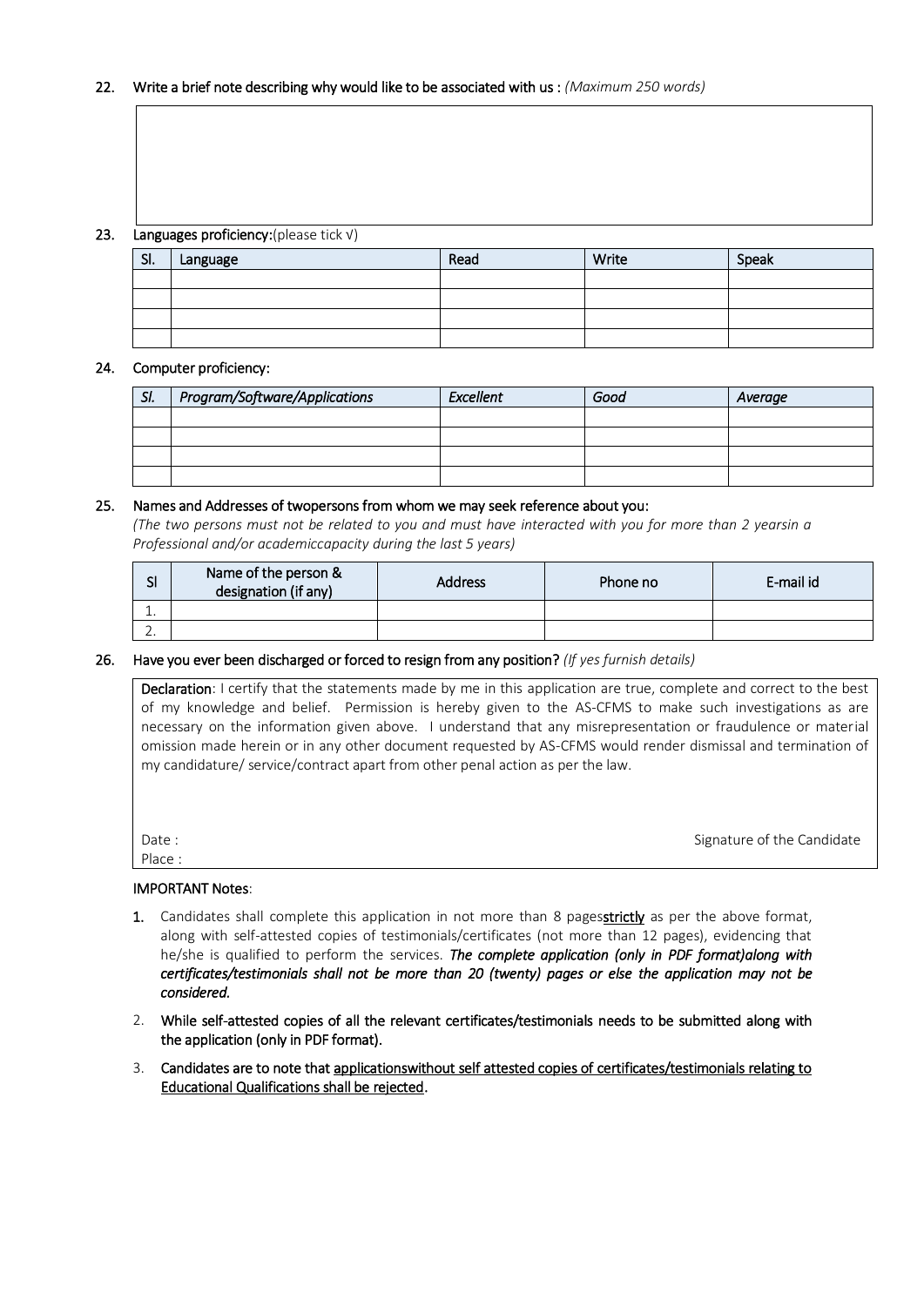22. **Write a brief note describing why would like to be associated with us :** *(Maximum 250 words)*

23. **Languages proficiency:**(please tick √)

| Sl. | Language | Read | Write | Speak |
|---|---|---|---|---|
| | | | | |
| | | | | |
| | | | | |
| | | | | |

24. **Computer proficiency:**

| *Sl.* | *Program/Software/Applications* | *Excellent* | *Good* | *Average* |
|---|---|---|---|---|
| | | | | |
| | | | | |
| | | | | |
| | | | | |

25. **Names and Addresses of twopersons from whom we may seek reference about you:**
*(The two persons must not be related to you and must have interacted with you for more than 2 yearsin a Professional and/or academiccapacity during the last 5 years)*

| Sl | Name of the person & designation (if any) | Address | Phone no | E-mail id |
|---|---|---|---|---|
| 1. | | | | |
| 2. | | | | |

26. **Have you ever been discharged or forced to resign from any position?** *(If yes furnish details)*

**Declaration**: I certify that the statements made by me in this application are true, complete and correct to the best of my knowledge and belief. Permission is hereby given to the AS-CFMS to make such investigations as are necessary on the information given above. I understand that any misrepresentation or fraudulence or material omission made herein or in any other document requested by AS-CFMS would render dismissal and termination of my candidature/ service/contract apart from other penal action as per the law.

Date :

Place :

Signature of the Candidate

**IMPORTANT Notes**:

1. Candidates shall complete this application in not more than 8 pages**strictly** as per the above format, along with self-attested copies of testimonials/certificates (not more than 12 pages), evidencing that he/she is qualified to perform the services. ***The complete application (only in PDF format)along with certificates/testimonials shall not be more than 20 (twenty) pages or else the application may not be considered.***
2. While self-attested copies of all the relevant certificates/testimonials needs to be submitted along with the application (only in PDF format).
3. Candidates are to note that <u>applicationswithout self attested copies of certificates/testimonials relating to Educational Qualifications shall be rejected</u>.